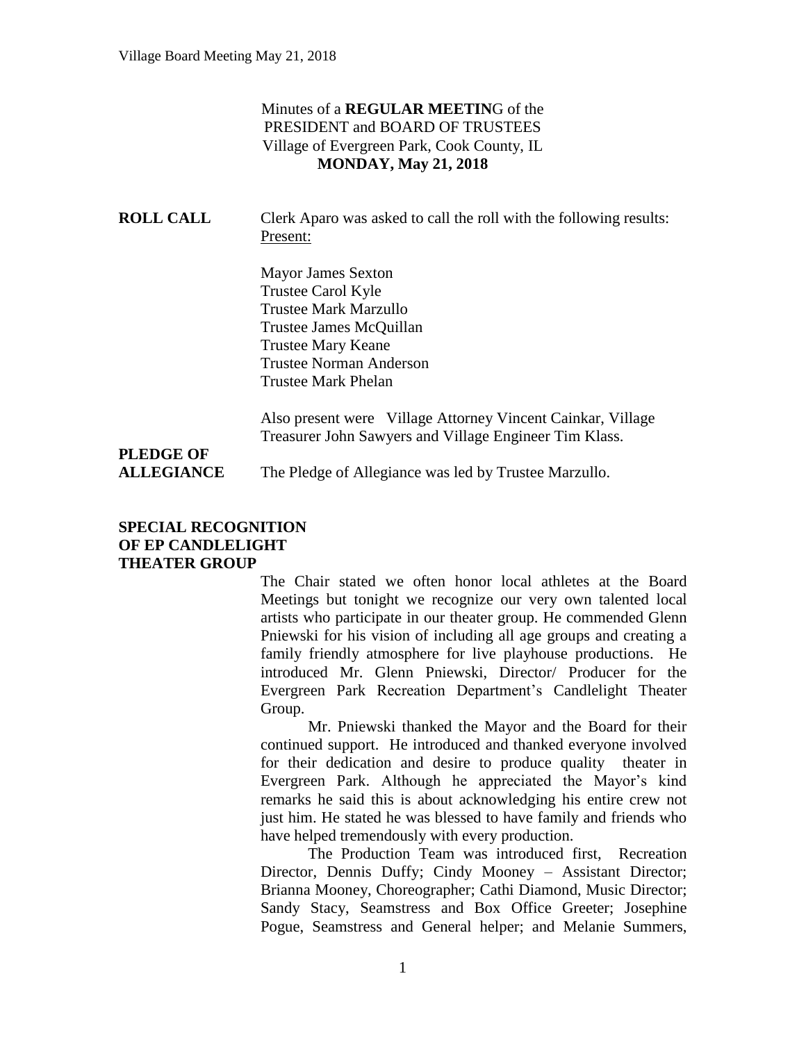Minutes of a **REGULAR MEETIN**G of the
PRESIDENT and BOARD OF TRUSTEES
Village of Evergreen Park, Cook County, IL
**MONDAY, May 21, 2018**

**ROLL CALL** Clerk Aparo was asked to call the roll with the following results:
Present:

Mayor James Sexton
Trustee Carol Kyle
Trustee Mark Marzullo
Trustee James McQuillan
Trustee Mary Keane
Trustee Norman Anderson
Trustee Mark Phelan

Also present were Village Attorney Vincent Cainkar, Village Treasurer John Sawyers and Village Engineer Tim Klass.

**PLEDGE OF ALLEGIANCE** The Pledge of Allegiance was led by Trustee Marzullo.

**SPECIAL RECOGNITION OF EP CANDLELIGHT THEATER GROUP**

The Chair stated we often honor local athletes at the Board Meetings but tonight we recognize our very own talented local artists who participate in our theater group. He commended Glenn Pniewski for his vision of including all age groups and creating a family friendly atmosphere for live playhouse productions. He introduced Mr. Glenn Pniewski, Director/ Producer for the Evergreen Park Recreation Department's Candlelight Theater Group.

Mr. Pniewski thanked the Mayor and the Board for their continued support. He introduced and thanked everyone involved for their dedication and desire to produce quality theater in Evergreen Park. Although he appreciated the Mayor's kind remarks he said this is about acknowledging his entire crew not just him. He stated he was blessed to have family and friends who have helped tremendously with every production.

The Production Team was introduced first, Recreation Director, Dennis Duffy; Cindy Mooney – Assistant Director; Brianna Mooney, Choreographer; Cathi Diamond, Music Director; Sandy Stacy, Seamstress and Box Office Greeter; Josephine Pogue, Seamstress and General helper; and Melanie Summers,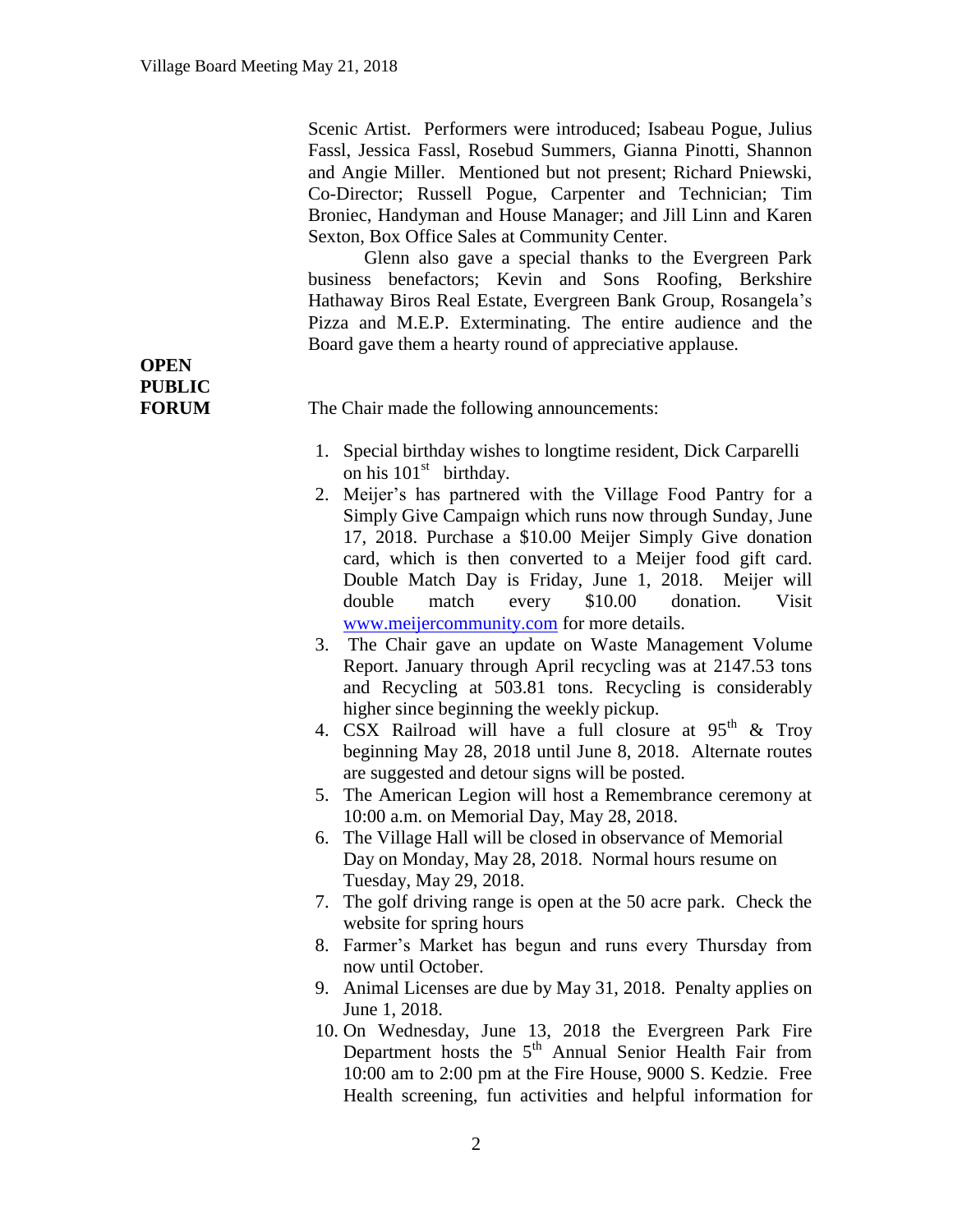Scenic Artist. Performers were introduced; Isabeau Pogue, Julius Fassl, Jessica Fassl, Rosebud Summers, Gianna Pinotti, Shannon and Angie Miller. Mentioned but not present; Richard Pniewski, Co-Director; Russell Pogue, Carpenter and Technician; Tim Broniec, Handyman and House Manager; and Jill Linn and Karen Sexton, Box Office Sales at Community Center.

Glenn also gave a special thanks to the Evergreen Park business benefactors; Kevin and Sons Roofing, Berkshire Hathaway Biros Real Estate, Evergreen Bank Group, Rosangela's Pizza and M.E.P. Exterminating. The entire audience and the Board gave them a hearty round of appreciative applause.

**OPEN PUBLIC FORUM**

The Chair made the following announcements:

1. Special birthday wishes to longtime resident, Dick Carparelli on his 101st birthday.
2. Meijer's has partnered with the Village Food Pantry for a Simply Give Campaign which runs now through Sunday, June 17, 2018. Purchase a $10.00 Meijer Simply Give donation card, which is then converted to a Meijer food gift card. Double Match Day is Friday, June 1, 2018. Meijer will double match every $10.00 donation. Visit www.meijercommunity.com for more details.
3. The Chair gave an update on Waste Management Volume Report. January through April recycling was at 2147.53 tons and Recycling at 503.81 tons. Recycling is considerably higher since beginning the weekly pickup.
4. CSX Railroad will have a full closure at 95th & Troy beginning May 28, 2018 until June 8, 2018. Alternate routes are suggested and detour signs will be posted.
5. The American Legion will host a Remembrance ceremony at 10:00 a.m. on Memorial Day, May 28, 2018.
6. The Village Hall will be closed in observance of Memorial Day on Monday, May 28, 2018. Normal hours resume on Tuesday, May 29, 2018.
7. The golf driving range is open at the 50 acre park. Check the website for spring hours
8. Farmer's Market has begun and runs every Thursday from now until October.
9. Animal Licenses are due by May 31, 2018. Penalty applies on June 1, 2018.
10. On Wednesday, June 13, 2018 the Evergreen Park Fire Department hosts the 5th Annual Senior Health Fair from 10:00 am to 2:00 pm at the Fire House, 9000 S. Kedzie. Free Health screening, fun activities and helpful information for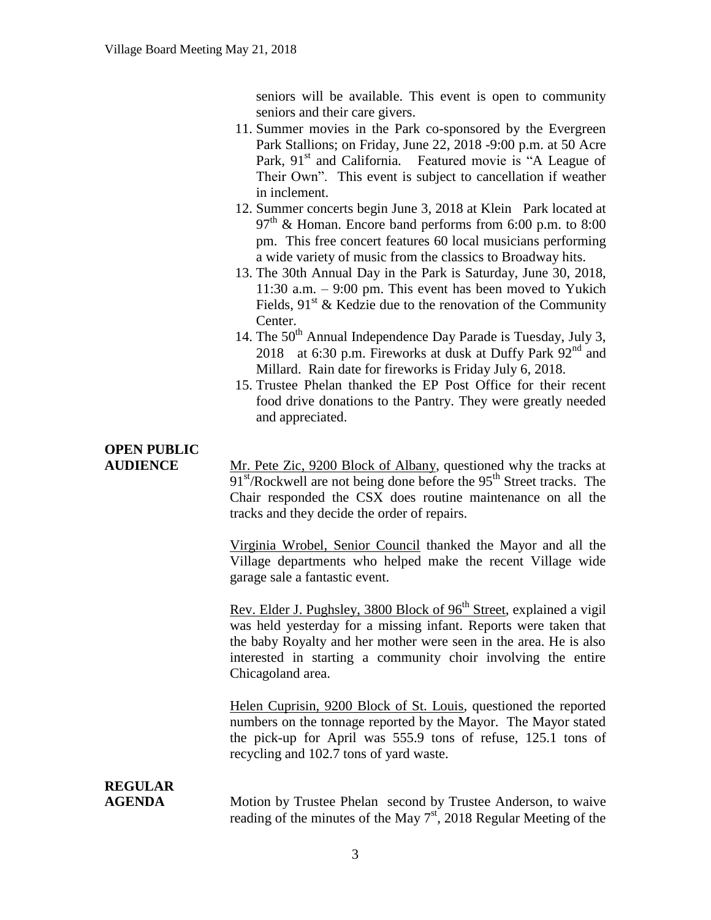seniors will be available. This event is open to community seniors and their care givers.

11. Summer movies in the Park co-sponsored by the Evergreen Park Stallions; on Friday, June 22, 2018 -9:00 p.m. at 50 Acre Park, 91st and California. Featured movie is "A League of Their Own". This event is subject to cancellation if weather in inclement.
12. Summer concerts begin June 3, 2018 at Klein Park located at 97th & Homan. Encore band performs from 6:00 p.m. to 8:00 pm. This free concert features 60 local musicians performing a wide variety of music from the classics to Broadway hits.
13. The 30th Annual Day in the Park is Saturday, June 30, 2018, 11:30 a.m. – 9:00 pm. This event has been moved to Yukich Fields, 91st & Kedzie due to the renovation of the Community Center.
14. The 50th Annual Independence Day Parade is Tuesday, July 3, 2018 at 6:30 p.m. Fireworks at dusk at Duffy Park 92nd and Millard. Rain date for fireworks is Friday July 6, 2018.
15. Trustee Phelan thanked the EP Post Office for their recent food drive donations to the Pantry. They were greatly needed and appreciated.

**OPEN PUBLIC AUDIENCE**

Mr. Pete Zic, 9200 Block of Albany, questioned why the tracks at 91st/Rockwell are not being done before the 95th Street tracks. The Chair responded the CSX does routine maintenance on all the tracks and they decide the order of repairs.

Virginia Wrobel, Senior Council thanked the Mayor and all the Village departments who helped make the recent Village wide garage sale a fantastic event.

Rev. Elder J. Pughsley, 3800 Block of 96th Street, explained a vigil was held yesterday for a missing infant. Reports were taken that the baby Royalty and her mother were seen in the area. He is also interested in starting a community choir involving the entire Chicagoland area.

Helen Cuprisin, 9200 Block of St. Louis, questioned the reported numbers on the tonnage reported by the Mayor. The Mayor stated the pick-up for April was 555.9 tons of refuse, 125.1 tons of recycling and 102.7 tons of yard waste.

**REGULAR AGENDA**

Motion by Trustee Phelan second by Trustee Anderson, to waive reading of the minutes of the May 7th, 2018 Regular Meeting of the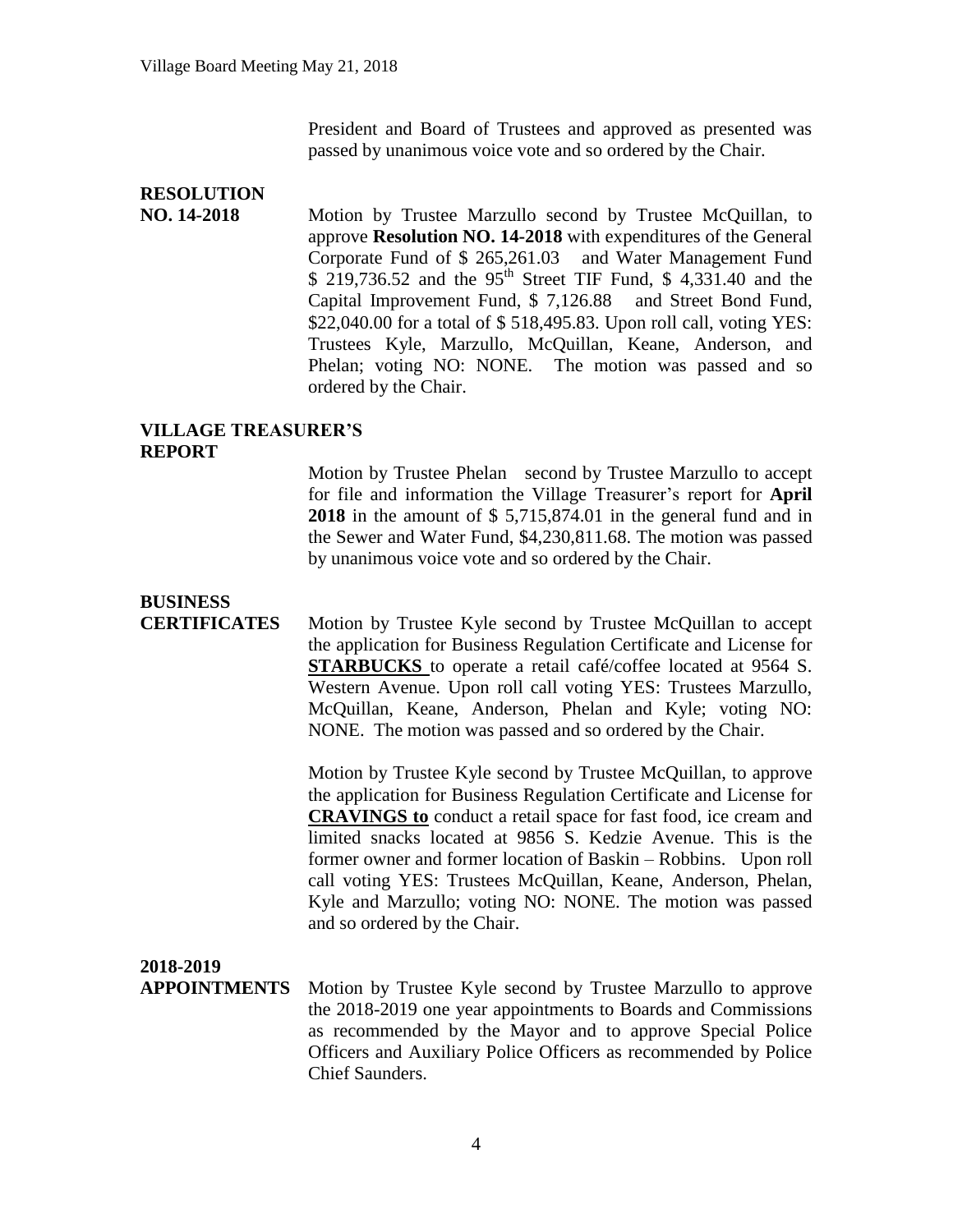President and Board of Trustees and approved as presented was passed by unanimous voice vote and so ordered by the Chair.

**RESOLUTION NO. 14-2018**

Motion by Trustee Marzullo second by Trustee McQuillan, to approve **Resolution NO. 14-2018** with expenditures of the General Corporate Fund of $ 265,261.03 and Water Management Fund $ 219,736.52 and the 95th Street TIF Fund, $ 4,331.40 and the Capital Improvement Fund, $ 7,126.88 and Street Bond Fund, $22,040.00 for a total of $ 518,495.83. Upon roll call, voting YES: Trustees Kyle, Marzullo, McQuillan, Keane, Anderson, and Phelan; voting NO: NONE. The motion was passed and so ordered by the Chair.

**VILLAGE TREASURER'S REPORT**

Motion by Trustee Phelan second by Trustee Marzullo to accept for file and information the Village Treasurer's report for **April 2018** in the amount of $ 5,715,874.01 in the general fund and in the Sewer and Water Fund, $4,230,811.68. The motion was passed by unanimous voice vote and so ordered by the Chair.

**BUSINESS CERTIFICATES**

Motion by Trustee Kyle second by Trustee McQuillan to accept the application for Business Regulation Certificate and License for **STARBUCKS** to operate a retail café/coffee located at 9564 S. Western Avenue. Upon roll call voting YES: Trustees Marzullo, McQuillan, Keane, Anderson, Phelan and Kyle; voting NO: NONE. The motion was passed and so ordered by the Chair.

Motion by Trustee Kyle second by Trustee McQuillan, to approve the application for Business Regulation Certificate and License for **CRAVINGS to** conduct a retail space for fast food, ice cream and limited snacks located at 9856 S. Kedzie Avenue. This is the former owner and former location of Baskin – Robbins. Upon roll call voting YES: Trustees McQuillan, Keane, Anderson, Phelan, Kyle and Marzullo; voting NO: NONE. The motion was passed and so ordered by the Chair.

**2018-2019 APPOINTMENTS**

Motion by Trustee Kyle second by Trustee Marzullo to approve the 2018-2019 one year appointments to Boards and Commissions as recommended by the Mayor and to approve Special Police Officers and Auxiliary Police Officers as recommended by Police Chief Saunders.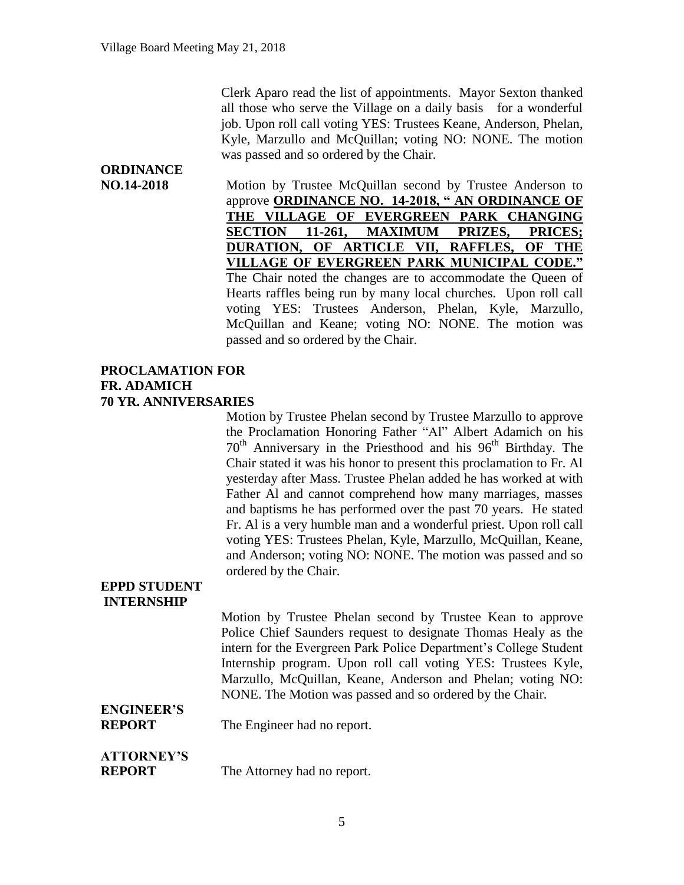Clerk Aparo read the list of appointments. Mayor Sexton thanked all those who serve the Village on a daily basis for a wonderful job. Upon roll call voting YES: Trustees Keane, Anderson, Phelan, Kyle, Marzullo and McQuillan; voting NO: NONE. The motion was passed and so ordered by the Chair.

**ORDINANCE NO.14-2018**

Motion by Trustee McQuillan second by Trustee Anderson to approve **ORDINANCE NO. 14-2018, " AN ORDINANCE OF THE VILLAGE OF EVERGREEN PARK CHANGING SECTION 11-261, MAXIMUM PRIZES, PRICES; DURATION, OF ARTICLE VII, RAFFLES, OF THE VILLAGE OF EVERGREEN PARK MUNICIPAL CODE."** The Chair noted the changes are to accommodate the Queen of Hearts raffles being run by many local churches. Upon roll call voting YES: Trustees Anderson, Phelan, Kyle, Marzullo, McQuillan and Keane; voting NO: NONE. The motion was passed and so ordered by the Chair.

**PROCLAMATION FOR FR. ADAMICH 70 YR. ANNIVERSARIES**

Motion by Trustee Phelan second by Trustee Marzullo to approve the Proclamation Honoring Father "Al" Albert Adamich on his $70^{th}$ Anniversary in the Priesthood and his $96^{th}$ Birthday. The Chair stated it was his honor to present this proclamation to Fr. Al yesterday after Mass. Trustee Phelan added he has worked at with Father Al and cannot comprehend how many marriages, masses and baptisms he has performed over the past 70 years. He stated Fr. Al is a very humble man and a wonderful priest. Upon roll call voting YES: Trustees Phelan, Kyle, Marzullo, McQuillan, Keane, and Anderson; voting NO: NONE. The motion was passed and so ordered by the Chair.

**EPPD STUDENT INTERNSHIP**

Motion by Trustee Phelan second by Trustee Kean to approve Police Chief Saunders request to designate Thomas Healy as the intern for the Evergreen Park Police Department's College Student Internship program. Upon roll call voting YES: Trustees Kyle, Marzullo, McQuillan, Keane, Anderson and Phelan; voting NO: NONE. The Motion was passed and so ordered by the Chair.

**ENGINEER'S REPORT**

The Engineer had no report.

**ATTORNEY'S REPORT**

The Attorney had no report.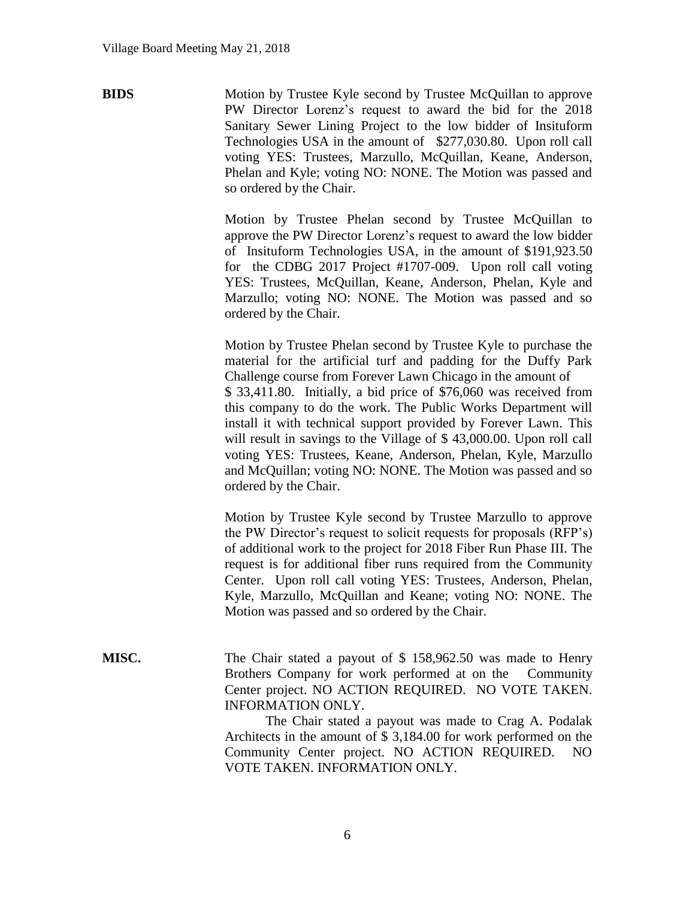**BIDS**

Motion by Trustee Kyle second by Trustee McQuillan to approve PW Director Lorenz's request to award the bid for the 2018 Sanitary Sewer Lining Project to the low bidder of Insituform Technologies USA in the amount of $277,030.80. Upon roll call voting YES: Trustees, Marzullo, McQuillan, Keane, Anderson, Phelan and Kyle; voting NO: NONE. The Motion was passed and so ordered by the Chair.

Motion by Trustee Phelan second by Trustee McQuillan to approve the PW Director Lorenz's request to award the low bidder of Insituform Technologies USA, in the amount of $191,923.50 for the CDBG 2017 Project #1707-009. Upon roll call voting YES: Trustees, McQuillan, Keane, Anderson, Phelan, Kyle and Marzullo; voting NO: NONE. The Motion was passed and so ordered by the Chair.

Motion by Trustee Phelan second by Trustee Kyle to purchase the material for the artificial turf and padding for the Duffy Park Challenge course from Forever Lawn Chicago in the amount of $ 33,411.80. Initially, a bid price of $76,060 was received from this company to do the work. The Public Works Department will install it with technical support provided by Forever Lawn. This will result in savings to the Village of $ 43,000.00. Upon roll call voting YES: Trustees, Keane, Anderson, Phelan, Kyle, Marzullo and McQuillan; voting NO: NONE. The Motion was passed and so ordered by the Chair.

Motion by Trustee Kyle second by Trustee Marzullo to approve the PW Director's request to solicit requests for proposals (RFP's) of additional work to the project for 2018 Fiber Run Phase III. The request is for additional fiber runs required from the Community Center. Upon roll call voting YES: Trustees, Anderson, Phelan, Kyle, Marzullo, McQuillan and Keane; voting NO: NONE. The Motion was passed and so ordered by the Chair.

**MISC.**

The Chair stated a payout of $ 158,962.50 was made to Henry Brothers Company for work performed at on the Community Center project. NO ACTION REQUIRED. NO VOTE TAKEN. INFORMATION ONLY.

The Chair stated a payout was made to Crag A. Podalak Architects in the amount of $ 3,184.00 for work performed on the Community Center project. NO ACTION REQUIRED. NO VOTE TAKEN. INFORMATION ONLY.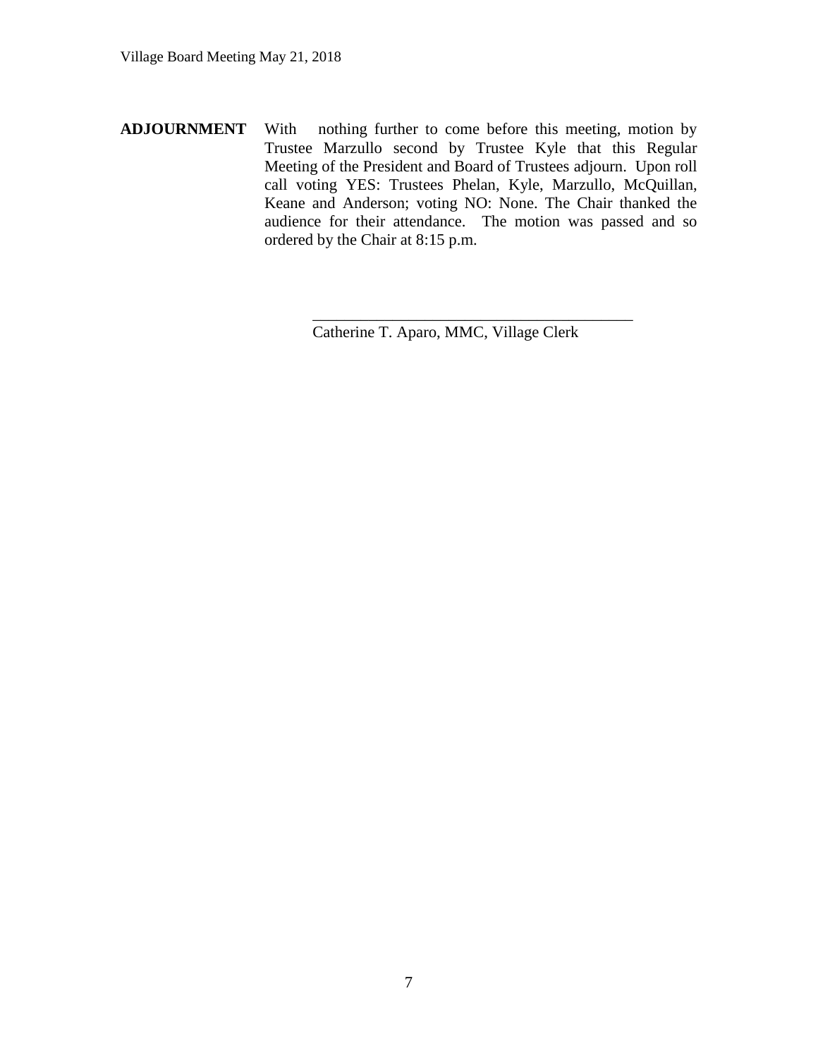**ADJOURNMENT** With nothing further to come before this meeting, motion by Trustee Marzullo second by Trustee Kyle that this Regular Meeting of the President and Board of Trustees adjourn. Upon roll call voting YES: Trustees Phelan, Kyle, Marzullo, McQuillan, Keane and Anderson; voting NO: None. The Chair thanked the audience for their attendance. The motion was passed and so ordered by the Chair at 8:15 p.m.

\_\_\_\_\_\_\_\_\_\_\_\_\_\_\_\_\_\_\_\_\_\_\_\_\_\_\_\_\_\_\_\_\_\_\_\_\_\_\_\_

Catherine T. Aparo, MMC, Village Clerk